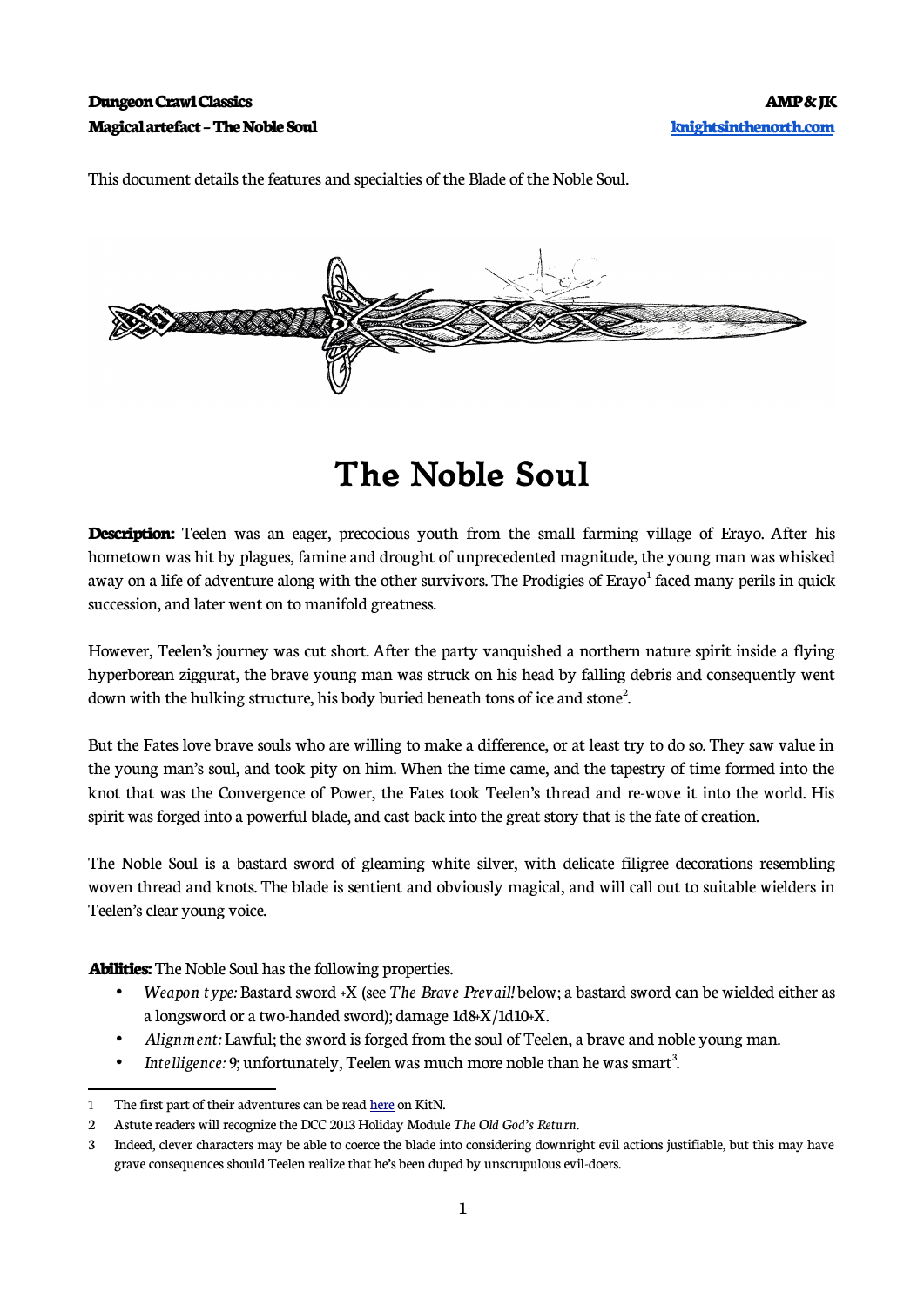This document details the features and specialties of the Blade of the Noble Soul.

# The Noble Soul

**Description:** Teelen was an eager, precocious youth from the small farming village of Erayo. After his hometown was hit by plagues, famine and drought of unprecedented magnitude, the young man was whisked away on a life of adventure along with the other survivors. The Prodigies of Erayo[1] faced many perils in quick succession, and later went on to manifold greatness.

However, Teelen's journey was cut short. After the party vanquished a northern nature spirit inside a flying hyperborean ziggurat, the brave young man was struck on his head by falling debris and consequently went down with the hulking structure, his body buried beneath tons of ice and stone[2].

But the Fates love brave souls who are willing to make a difference, or at least try to do so. They saw value in the young man's soul, and took pity on him. When the time came, and the tapestry of time formed into the knot that was the Convergence of Power, the Fates took Teelen's thread and re-wove it into the world. His spirit was forged into a powerful blade, and cast back into the great story that is the fate of creation.

The Noble Soul is a bastard sword of gleaming white silver, with delicate filigree decorations resembling woven thread and knots. The blade is sentient and obviously magical, and will call out to suitable wielders in Teelen's clear young voice.

**Abilities:** The Noble Soul has the following properties.

- *Weapon type:* Bastard sword +X (see *The Brave Prevail!* below; a bastard sword can be wielded either as a longsword or a two-handed sword); damage 1d8+X/1d10+X.
- *Alignment:* Lawful; the sword is forged from the soul of Teelen, a brave and noble young man.
- *Intelligence:* 9; unfortunately, Teelen was much more noble than he was smart[3].

---

1 The first part of their adventures can be read here on KitN.

2 Astute readers will recognize the DCC 2013 Holiday Module *The Old God's Return*.

3 Indeed, clever characters may be able to coerce the blade into considering downright evil actions justifiable, but this may have grave consequences should Teelen realize that he's been duped by unscrupulous evil-doers.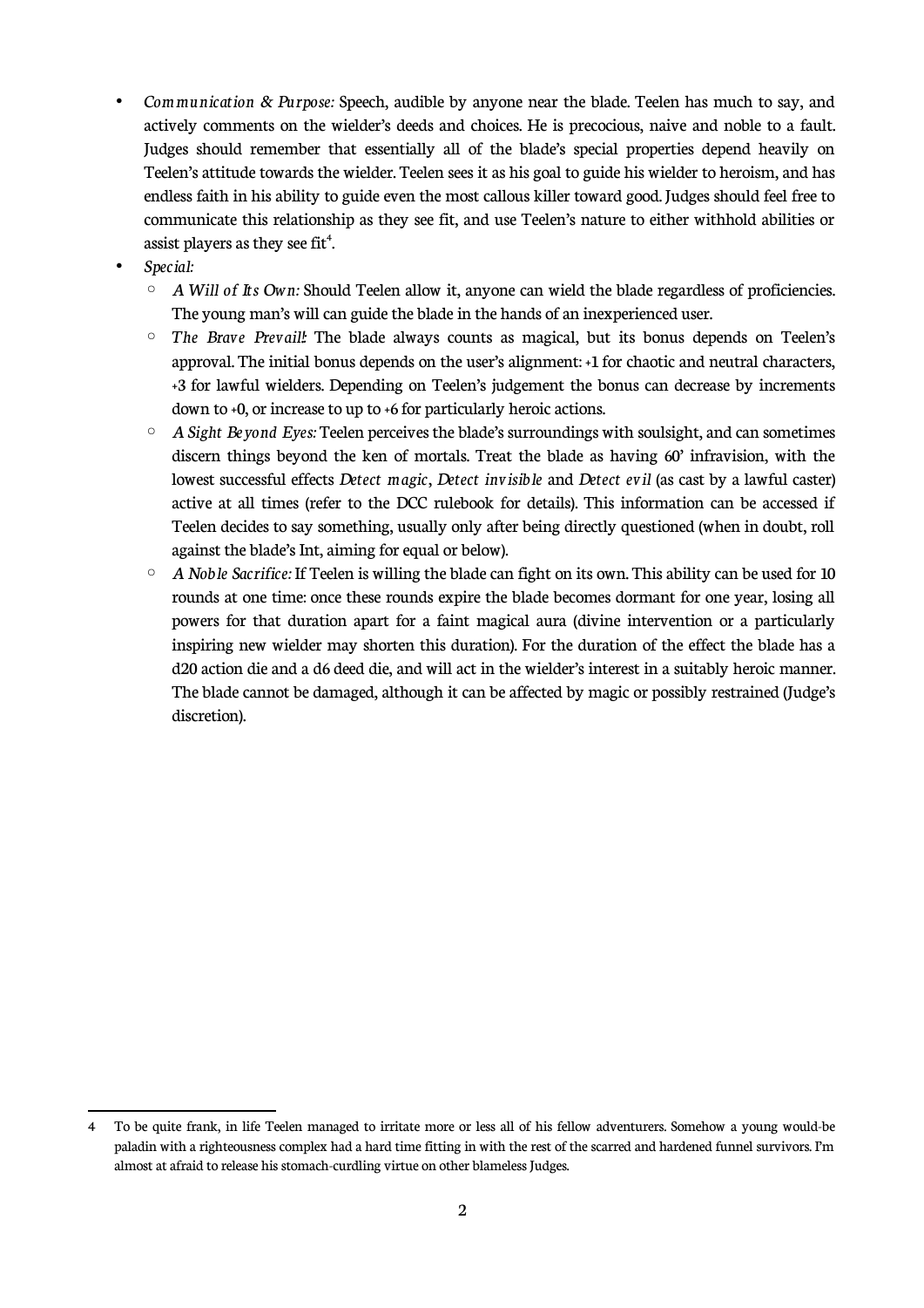- *Communication & Purpose:* Speech, audible by anyone near the blade. Teelen has much to say, and actively comments on the wielder's deeds and choices. He is precocious, naive and noble to a fault. Judges should remember that essentially all of the blade's special properties depend heavily on Teelen's attitude towards the wielder. Teelen sees it as his goal to guide his wielder to heroism, and has endless faith in his ability to guide even the most callous killer toward good. Judges should feel free to communicate this relationship as they see fit, and use Teelen's nature to either withhold abilities or assist players as they see fit[4].
- *Special:*
  - *A Will of Its Own:* Should Teelen allow it, anyone can wield the blade regardless of proficiencies. The young man's will can guide the blade in the hands of an inexperienced user.
  - *The Brave Prevail!* The blade always counts as magical, but its bonus depends on Teelen's approval. The initial bonus depends on the user's alignment: +1 for chaotic and neutral characters, +3 for lawful wielders. Depending on Teelen's judgement the bonus can decrease by increments down to +0, or increase to up to +6 for particularly heroic actions.
  - *A Sight Beyond Eyes:* Teelen perceives the blade's surroundings with soulsight, and can sometimes discern things beyond the ken of mortals. Treat the blade as having 60' infravision, with the lowest successful effects *Detect magic*, *Detect invisible* and *Detect evil* (as cast by a lawful caster) active at all times (refer to the DCC rulebook for details). This information can be accessed if Teelen decides to say something, usually only after being directly questioned (when in doubt, roll against the blade's Int, aiming for equal or below).
  - *A Noble Sacrifice:* If Teelen is willing the blade can fight on its own. This ability can be used for 10 rounds at one time: once these rounds expire the blade becomes dormant for one year, losing all powers for that duration apart for a faint magical aura (divine intervention or a particularly inspiring new wielder may shorten this duration). For the duration of the effect the blade has a d20 action die and a d6 deed die, and will act in the wielder's interest in a suitably heroic manner. The blade cannot be damaged, although it can be affected by magic or possibly restrained (Judge's discretion).

---

4 To be quite frank, in life Teelen managed to irritate more or less all of his fellow adventurers. Somehow a young would-be paladin with a righteousness complex had a hard time fitting in with the rest of the scarred and hardened funnel survivors. I'm almost at afraid to release his stomach-curdling virtue on other blameless Judges.